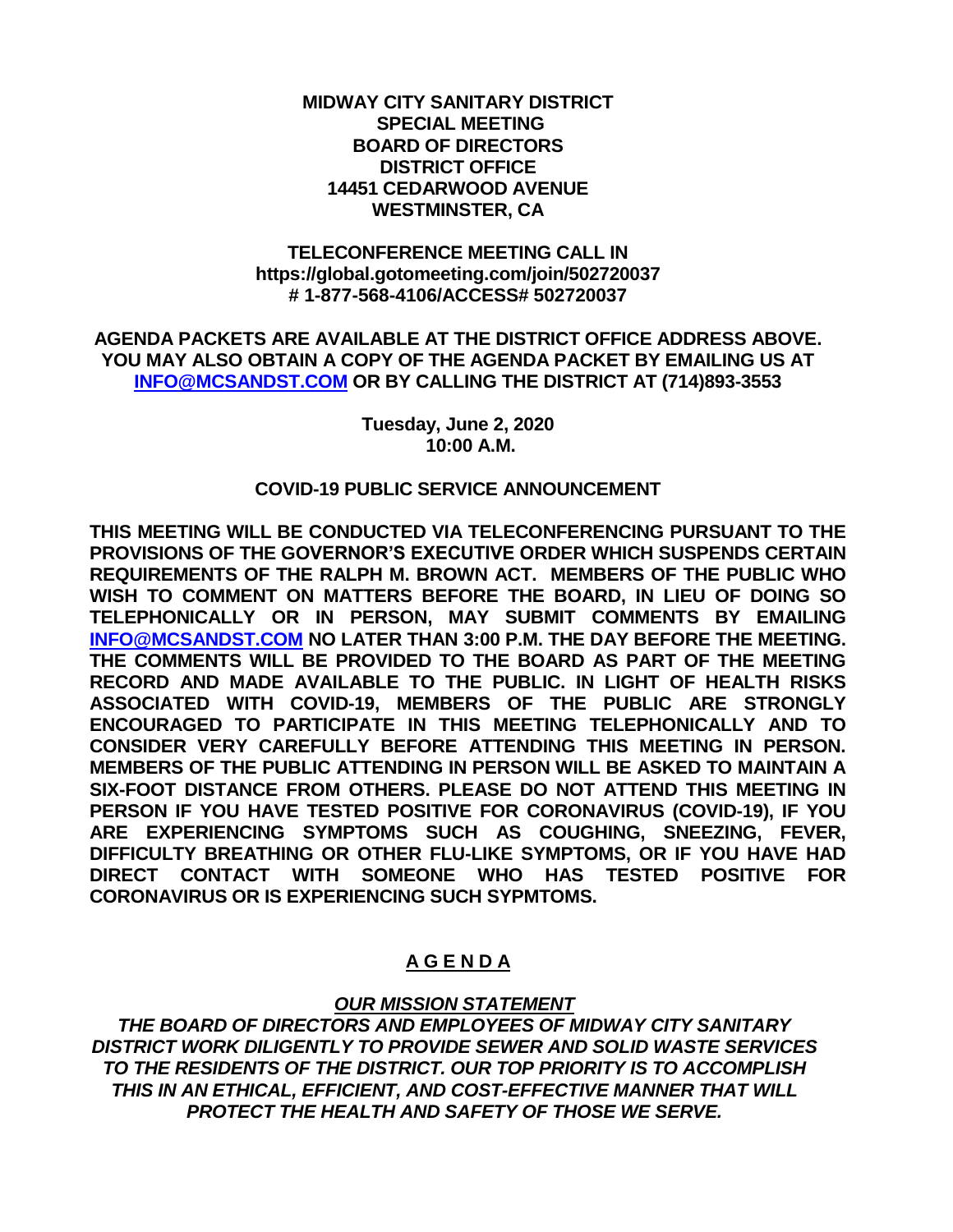**MIDWAY CITY SANITARY DISTRICT**
**SPECIAL MEETING**
**BOARD OF DIRECTORS**
**DISTRICT OFFICE**
**14451 CEDARWOOD AVENUE**
**WESTMINSTER, CA**

**TELECONFERENCE MEETING CALL IN**
**https://global.gotomeeting.com/join/502720037**
**# 1-877-568-4106/ACCESS# 502720037**

**AGENDA PACKETS ARE AVAILABLE AT THE DISTRICT OFFICE ADDRESS ABOVE. YOU MAY ALSO OBTAIN A COPY OF THE AGENDA PACKET BY EMAILING US AT [INFO@MCSANDST.COM](mailto:INFO@MCSANDST.COM) OR BY CALLING THE DISTRICT AT (714)893-3553**

**Tuesday, June 2, 2020**
**10:00 A.M.**

**COVID-19 PUBLIC SERVICE ANNOUNCEMENT**

**THIS MEETING WILL BE CONDUCTED VIA TELECONFERENCING PURSUANT TO THE PROVISIONS OF THE GOVERNOR'S EXECUTIVE ORDER WHICH SUSPENDS CERTAIN REQUIREMENTS OF THE RALPH M. BROWN ACT. MEMBERS OF THE PUBLIC WHO WISH TO COMMENT ON MATTERS BEFORE THE BOARD, IN LIEU OF DOING SO TELEPHONICALLY OR IN PERSON, MAY SUBMIT COMMENTS BY EMAILING [INFO@MCSANDST.COM](mailto:INFO@MCSANDST.COM) NO LATER THAN 3:00 P.M. THE DAY BEFORE THE MEETING. THE COMMENTS WILL BE PROVIDED TO THE BOARD AS PART OF THE MEETING RECORD AND MADE AVAILABLE TO THE PUBLIC. IN LIGHT OF HEALTH RISKS ASSOCIATED WITH COVID-19, MEMBERS OF THE PUBLIC ARE STRONGLY ENCOURAGED TO PARTICIPATE IN THIS MEETING TELEPHONICALLY AND TO CONSIDER VERY CAREFULLY BEFORE ATTENDING THIS MEETING IN PERSON. MEMBERS OF THE PUBLIC ATTENDING IN PERSON WILL BE ASKED TO MAINTAIN A SIX-FOOT DISTANCE FROM OTHERS. PLEASE DO NOT ATTEND THIS MEETING IN PERSON IF YOU HAVE TESTED POSITIVE FOR CORONAVIRUS (COVID-19), IF YOU ARE EXPERIENCING SYMPTOMS SUCH AS COUGHING, SNEEZING, FEVER, DIFFICULTY BREATHING OR OTHER FLU-LIKE SYMPTOMS, OR IF YOU HAVE HAD DIRECT CONTACT WITH SOMEONE WHO HAS TESTED POSITIVE FOR CORONAVIRUS OR IS EXPERIENCING SUCH SYPMTOMS.**

# A G E N D A

***OUR MISSION STATEMENT***

***THE BOARD OF DIRECTORS AND EMPLOYEES OF MIDWAY CITY SANITARY DISTRICT WORK DILIGENTLY TO PROVIDE SEWER AND SOLID WASTE SERVICES TO THE RESIDENTS OF THE DISTRICT. OUR TOP PRIORITY IS TO ACCOMPLISH THIS IN AN ETHICAL, EFFICIENT, AND COST-EFFECTIVE MANNER THAT WILL PROTECT THE HEALTH AND SAFETY OF THOSE WE SERVE.***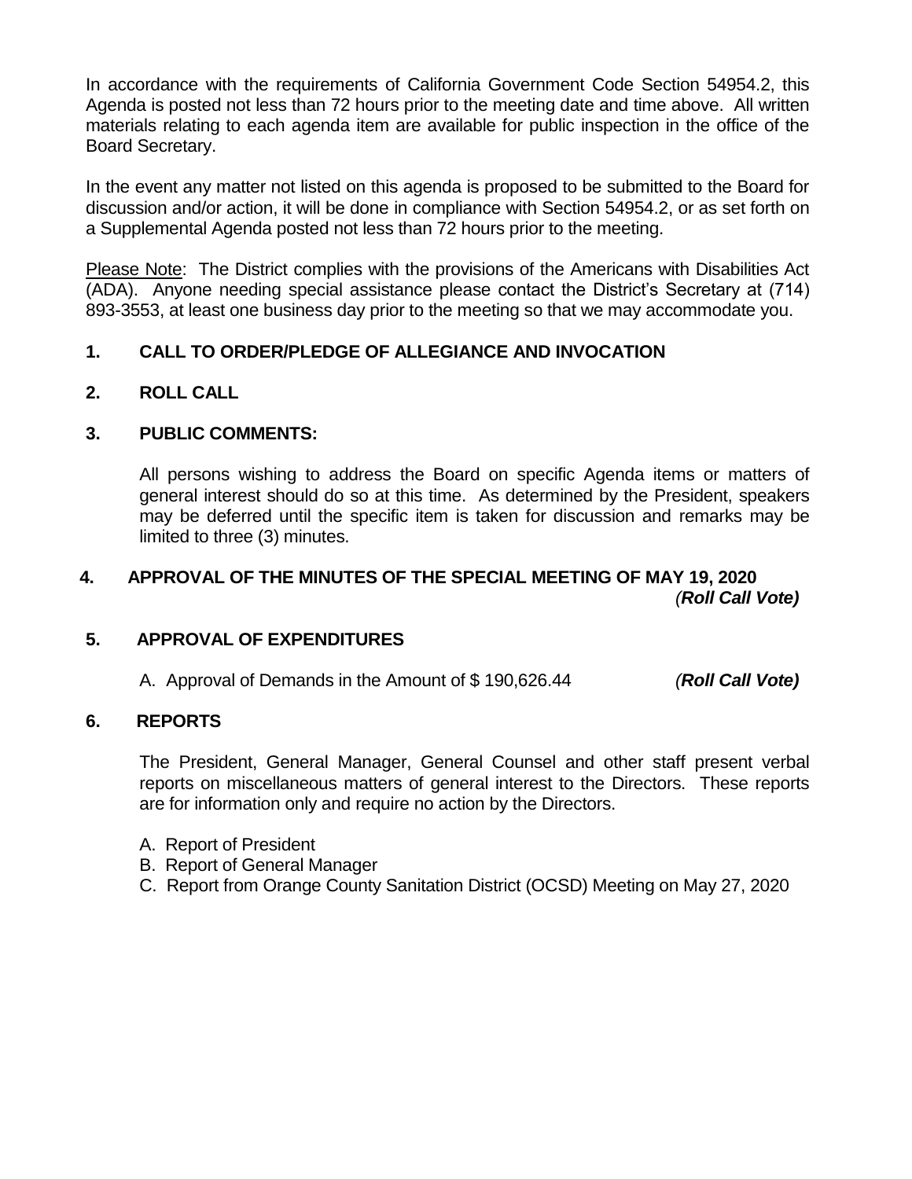In accordance with the requirements of California Government Code Section 54954.2, this Agenda is posted not less than 72 hours prior to the meeting date and time above. All written materials relating to each agenda item are available for public inspection in the office of the Board Secretary.

In the event any matter not listed on this agenda is proposed to be submitted to the Board for discussion and/or action, it will be done in compliance with Section 54954.2, or as set forth on a Supplemental Agenda posted not less than 72 hours prior to the meeting.

Please Note: The District complies with the provisions of the Americans with Disabilities Act (ADA). Anyone needing special assistance please contact the District's Secretary at (714) 893-3553, at least one business day prior to the meeting so that we may accommodate you.

**1. CALL TO ORDER/PLEDGE OF ALLEGIANCE AND INVOCATION**

**2. ROLL CALL**

**3. PUBLIC COMMENTS:**

All persons wishing to address the Board on specific Agenda items or matters of general interest should do so at this time. As determined by the President, speakers may be deferred until the specific item is taken for discussion and remarks may be limited to three (3) minutes.

**4. APPROVAL OF THE MINUTES OF THE SPECIAL MEETING OF MAY 19, 2020** *(**Roll Call Vote)***

**5. APPROVAL OF EXPENDITURES**

A. Approval of Demands in the Amount of $ 190,626.44 *(**Roll Call Vote)***

**6. REPORTS**

The President, General Manager, General Counsel and other staff present verbal reports on miscellaneous matters of general interest to the Directors. These reports are for information only and require no action by the Directors.

A. Report of President
B. Report of General Manager
C. Report from Orange County Sanitation District (OCSD) Meeting on May 27, 2020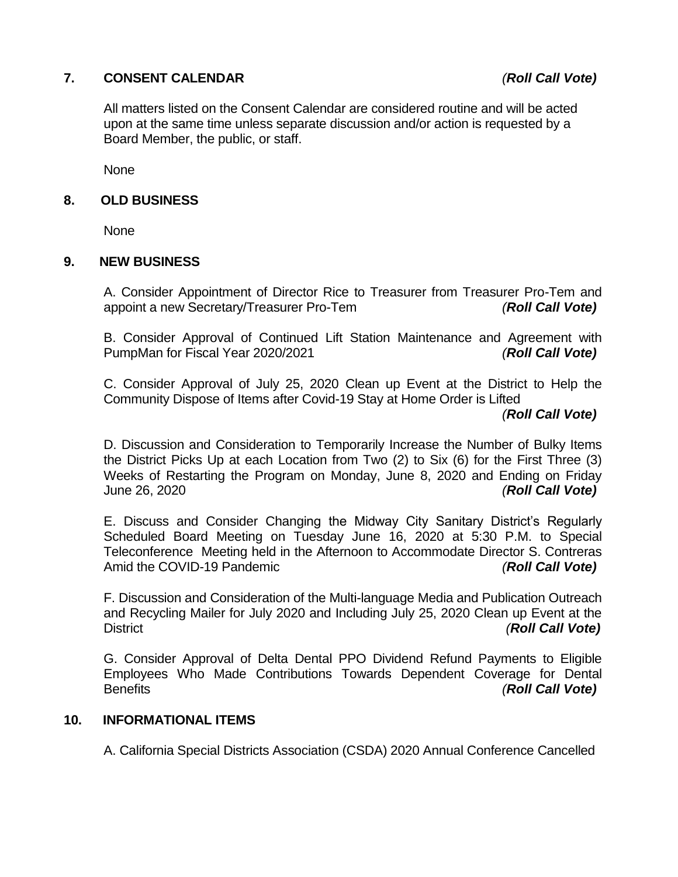## 7. CONSENT CALENDAR *(Roll Call Vote)*

All matters listed on the Consent Calendar are considered routine and will be acted upon at the same time unless separate discussion and/or action is requested by a Board Member, the public, or staff.

None

## 8. OLD BUSINESS

None

## 9. NEW BUSINESS

A. Consider Appointment of Director Rice to Treasurer from Treasurer Pro-Tem and appoint a new Secretary/Treasurer Pro-Tem *(Roll Call Vote)*

B. Consider Approval of Continued Lift Station Maintenance and Agreement with PumpMan for Fiscal Year 2020/2021 *(Roll Call Vote)*

C. Consider Approval of July 25, 2020 Clean up Event at the District to Help the Community Dispose of Items after Covid-19 Stay at Home Order is Lifted *(Roll Call Vote)*

D. Discussion and Consideration to Temporarily Increase the Number of Bulky Items the District Picks Up at each Location from Two (2) to Six (6) for the First Three (3) Weeks of Restarting the Program on Monday, June 8, 2020 and Ending on Friday June 26, 2020 *(Roll Call Vote)*

E. Discuss and Consider Changing the Midway City Sanitary District's Regularly Scheduled Board Meeting on Tuesday June 16, 2020 at 5:30 P.M. to Special Teleconference Meeting held in the Afternoon to Accommodate Director S. Contreras Amid the COVID-19 Pandemic *(Roll Call Vote)*

F. Discussion and Consideration of the Multi-language Media and Publication Outreach and Recycling Mailer for July 2020 and Including July 25, 2020 Clean up Event at the District *(Roll Call Vote)*

G. Consider Approval of Delta Dental PPO Dividend Refund Payments to Eligible Employees Who Made Contributions Towards Dependent Coverage for Dental Benefits *(Roll Call Vote)*

## 10. INFORMATIONAL ITEMS

A. California Special Districts Association (CSDA) 2020 Annual Conference Cancelled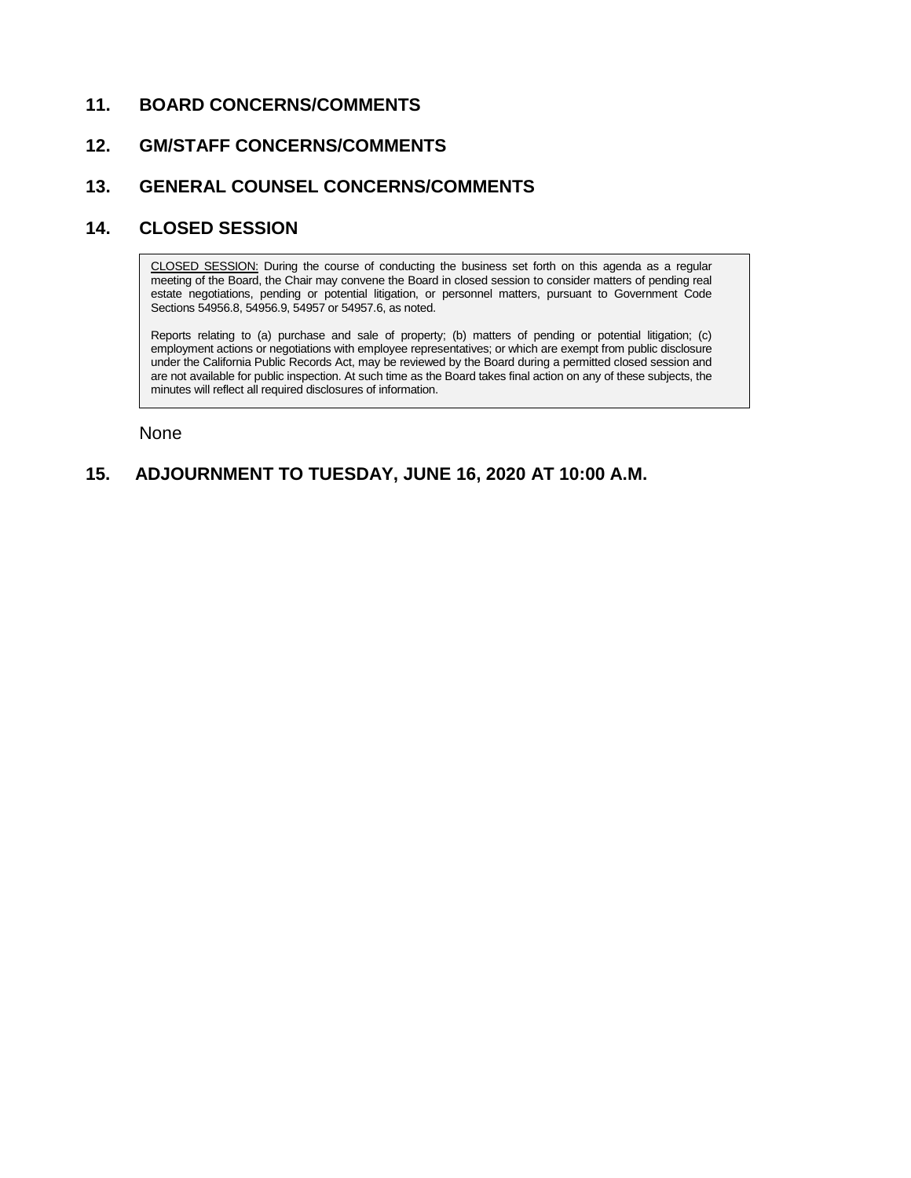## 11. BOARD CONCERNS/COMMENTS

## 12. GM/STAFF CONCERNS/COMMENTS

## 13. GENERAL COUNSEL CONCERNS/COMMENTS

## 14. CLOSED SESSION

CLOSED SESSION: During the course of conducting the business set forth on this agenda as a regular meeting of the Board, the Chair may convene the Board in closed session to consider matters of pending real estate negotiations, pending or potential litigation, or personnel matters, pursuant to Government Code Sections 54956.8, 54956.9, 54957 or 54957.6, as noted.

Reports relating to (a) purchase and sale of property; (b) matters of pending or potential litigation; (c) employment actions or negotiations with employee representatives; or which are exempt from public disclosure under the California Public Records Act, may be reviewed by the Board during a permitted closed session and are not available for public inspection. At such time as the Board takes final action on any of these subjects, the minutes will reflect all required disclosures of information.

None

## 15. ADJOURNMENT TO TUESDAY, JUNE 16, 2020 AT 10:00 A.M.